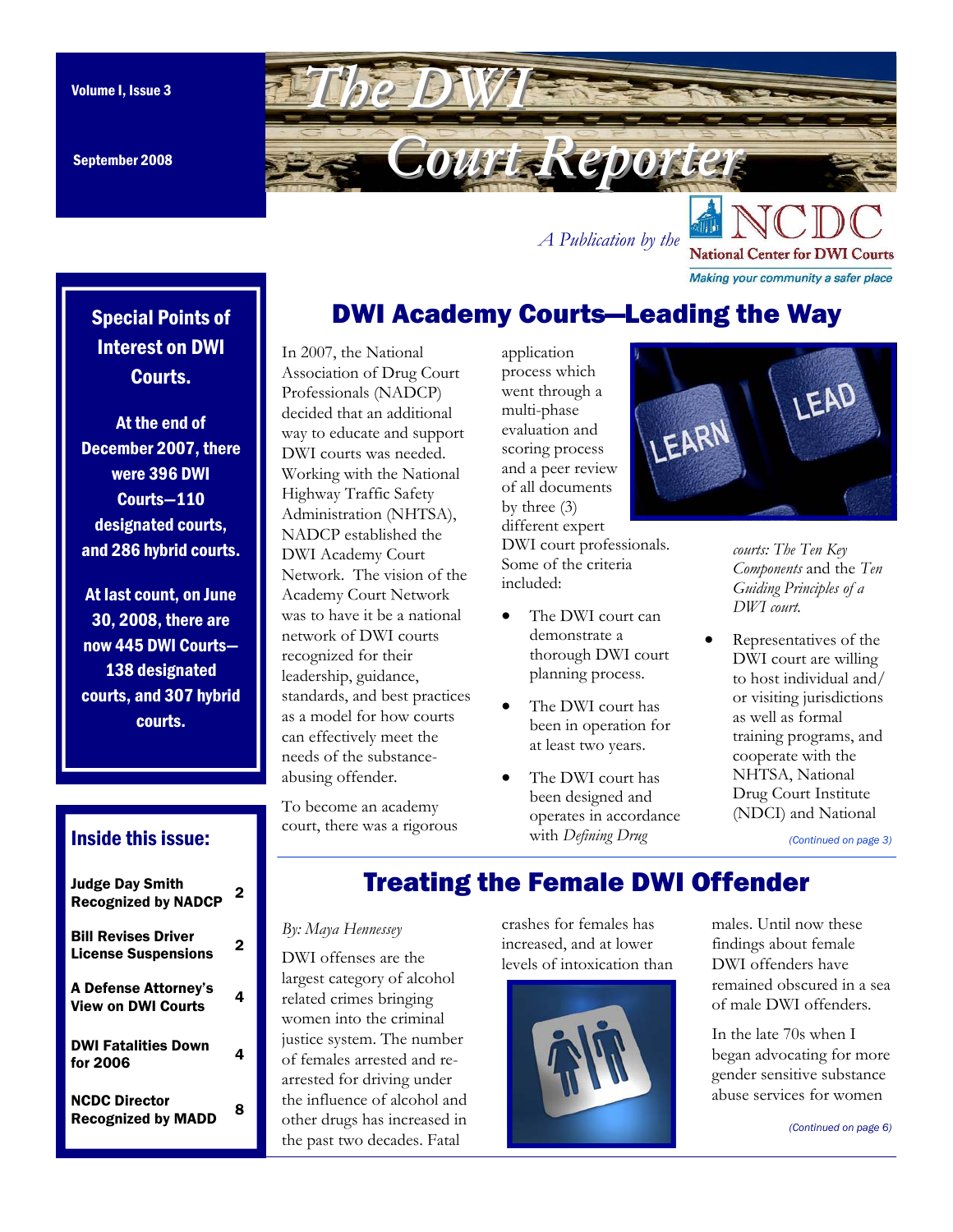# The DWI Court Reporter

Volume I, Issue 3

September 2008

*A Publication by the* NCDC National Center for DWI Courts — Making your community a safer place

**Special Points of Interest on DWI Courts.**

**At the end of December 2007, there were 396 DWI Courts—110 designated courts, and 286 hybrid courts.**

**At last count, on June 30, 2008, there are now 445 DWI Courts—138 designated courts, and 307 hybrid courts.**

**Inside this issue:**

| | |
|---|---|
| Judge Day Smith Recognized by NADCP | 2 |
| Bill Revises Driver License Suspensions | 2 |
| A Defense Attorney's View on DWI Courts | 4 |
| DWI Fatalities Down for 2006 | 4 |
| NCDC Director Recognized by MADD | 8 |

## DWI Academy Courts—Leading the Way

In 2007, the National Association of Drug Court Professionals (NADCP) decided that an additional way to educate and support DWI courts was needed. Working with the National Highway Traffic Safety Administration (NHTSA), NADCP established the DWI Academy Court Network. The vision of the Academy Court Network was to have it be a national network of DWI courts recognized for their leadership, guidance, standards, and best practices as a model for how courts can effectively meet the needs of the substance-abusing offender.

To become an academy court, there was a rigorous application process which went through a multi-phase evaluation and scoring process and a peer review of all documents by three (3) different expert DWI court professionals. Some of the criteria included:

- The DWI court can demonstrate a thorough DWI court planning process.
- The DWI court has been in operation for at least two years.
- The DWI court has been designed and operates in accordance with *Defining Drug courts: The Ten Key Components* and the *Ten Guiding Principles of a DWI court.*
- Representatives of the DWI court are willing to host individual and/or visiting jurisdictions as well as formal training programs, and cooperate with the NHTSA, National Drug Court Institute (NDCI) and National

*(Continued on page 3)*

## Treating the Female DWI Offender

*By: Maya Hennessey*

DWI offenses are the largest category of alcohol related crimes bringing women into the criminal justice system. The number of females arrested and re-arrested for driving under the influence of alcohol and other drugs has increased in the past two decades. Fatal crashes for females has increased, and at lower levels of intoxication than males. Until now these findings about female DWI offenders have remained obscured in a sea of male DWI offenders.

In the late 70s when I began advocating for more gender sensitive substance abuse services for women

*(Continued on page 6)*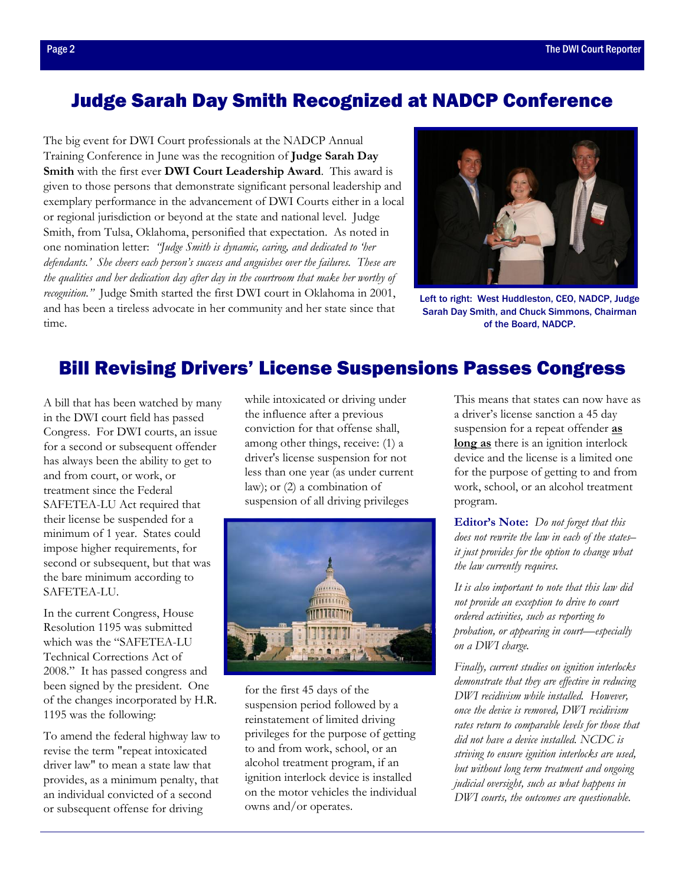## Judge Sarah Day Smith Recognized at NADCP Conference

The big event for DWI Court professionals at the NADCP Annual Training Conference in June was the recognition of **Judge Sarah Day Smith** with the first ever **DWI Court Leadership Award**. This award is given to those persons that demonstrate significant personal leadership and exemplary performance in the advancement of DWI Courts either in a local or regional jurisdiction or beyond at the state and national level. Judge Smith, from Tulsa, Oklahoma, personified that expectation. As noted in one nomination letter: *"Judge Smith is dynamic, caring, and dedicated to 'her defendants.' She cheers each person's success and anguishes over the failures. These are the qualities and her dedication day after day in the courtroom that make her worthy of recognition."* Judge Smith started the first DWI court in Oklahoma in 2001, and has been a tireless advocate in her community and her state since that time.

Left to right: West Huddleston, CEO, NADCP, Judge Sarah Day Smith, and Chuck Simmons, Chairman of the Board, NADCP.

## Bill Revising Drivers' License Suspensions Passes Congress

A bill that has been watched by many in the DWI court field has passed Congress. For DWI courts, an issue for a second or subsequent offender has always been the ability to get to and from court, or work, or treatment since the Federal SAFETEA-LU Act required that their license be suspended for a minimum of 1 year. States could impose higher requirements, for second or subsequent, but that was the bare minimum according to SAFETEA-LU.

In the current Congress, House Resolution 1195 was submitted which was the "SAFETEA-LU Technical Corrections Act of 2008." It has passed congress and been signed by the president. One of the changes incorporated by H.R. 1195 was the following:

To amend the federal highway law to revise the term "repeat intoxicated driver law" to mean a state law that provides, as a minimum penalty, that an individual convicted of a second or subsequent offense for driving while intoxicated or driving under the influence after a previous conviction for that offense shall, among other things, receive: (1) a driver's license suspension for not less than one year (as under current law); or (2) a combination of suspension of all driving privileges for the first 45 days of the suspension period followed by a reinstatement of limited driving privileges for the purpose of getting to and from work, school, or an alcohol treatment program, if an ignition interlock device is installed on the motor vehicles the individual owns and/or operates.

This means that states can now have as a driver's license sanction a 45 day suspension for a repeat offender **as long as** there is an ignition interlock device and the license is a limited one for the purpose of getting to and from work, school, or an alcohol treatment program.

**Editor's Note:** *Do not forget that this does not rewrite the law in each of the states– it just provides for the option to change what the law currently requires.*

*It is also important to note that this law did not provide an exception to drive to court ordered activities, such as reporting to probation, or appearing in court—especially on a DWI charge.*

*Finally, current studies on ignition interlocks demonstrate that they are effective in reducing DWI recidivism while installed. However, once the device is removed, DWI recidivism rates return to comparable levels for those that did not have a device installed. NCDC is striving to ensure ignition interlocks are used, but without long term treatment and ongoing judicial oversight, such as what happens in DWI courts, the outcomes are questionable.*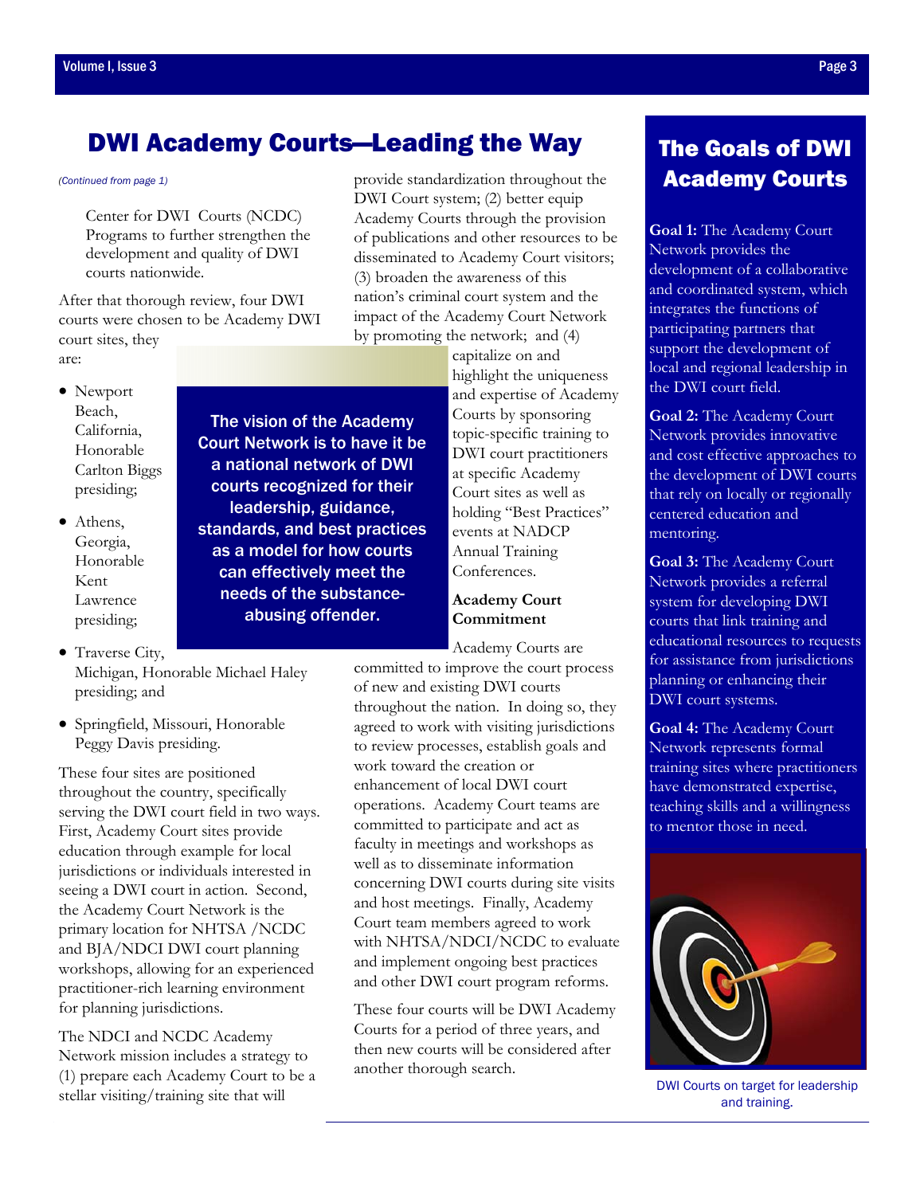## DWI Academy Courts—Leading the Way

*(Continued from page 1)*

Center for DWI Courts (NCDC) Programs to further strengthen the development and quality of DWI courts nationwide.

After that thorough review, four DWI courts were chosen to be Academy DWI court sites, they are:

- Newport Beach, California, Honorable Carlton Biggs presiding;
- Athens, Georgia, Honorable Kent Lawrence presiding;
- Traverse City, Michigan, Honorable Michael Haley presiding; and
- Springfield, Missouri, Honorable Peggy Davis presiding.

These four sites are positioned throughout the country, specifically serving the DWI court field in two ways. First, Academy Court sites provide education through example for local jurisdictions or individuals interested in seeing a DWI court in action. Second, the Academy Court Network is the primary location for NHTSA /NCDC and BJA/NDCI DWI court planning workshops, allowing for an experienced practitioner-rich learning environment for planning jurisdictions.

The NDCI and NCDC Academy Network mission includes a strategy to (1) prepare each Academy Court to be a stellar visiting/training site that will provide standardization throughout the DWI Court system; (2) better equip Academy Courts through the provision of publications and other resources to be disseminated to Academy Court visitors; (3) broaden the awareness of this nation's criminal court system and the impact of the Academy Court Network by promoting the network; and (4) capitalize on and highlight the uniqueness and expertise of Academy Courts by sponsoring topic-specific training to DWI court practitioners at specific Academy Court sites as well as holding "Best Practices" events at NADCP Annual Training Conferences.

**The vision of the Academy Court Network is to have it be a national network of DWI courts recognized for their leadership, guidance, standards, and best practices as a model for how courts can effectively meet the needs of the substance-abusing offender.**

**Academy Court Commitment**

Academy Courts are committed to improve the court process of new and existing DWI courts throughout the nation. In doing so, they agreed to work with visiting jurisdictions to review processes, establish goals and work toward the creation or enhancement of local DWI court operations. Academy Court teams are committed to participate and act as faculty in meetings and workshops as well as to disseminate information concerning DWI courts during site visits and host meetings. Finally, Academy Court team members agreed to work with NHTSA/NDCI/NCDC to evaluate and implement ongoing best practices and other DWI court program reforms.

These four courts will be DWI Academy Courts for a period of three years, and then new courts will be considered after another thorough search.

## The Goals of DWI Academy Courts

**Goal 1:** The Academy Court Network provides the development of a collaborative and coordinated system, which integrates the functions of participating partners that support the development of local and regional leadership in the DWI court field.

**Goal 2:** The Academy Court Network provides innovative and cost effective approaches to the development of DWI courts that rely on locally or regionally centered education and mentoring.

**Goal 3:** The Academy Court Network provides a referral system for developing DWI courts that link training and educational resources to requests for assistance from jurisdictions planning or enhancing their DWI court systems.

**Goal 4:** The Academy Court Network represents formal training sites where practitioners have demonstrated expertise, teaching skills and a willingness to mentor those in need.

DWI Courts on target for leadership and training.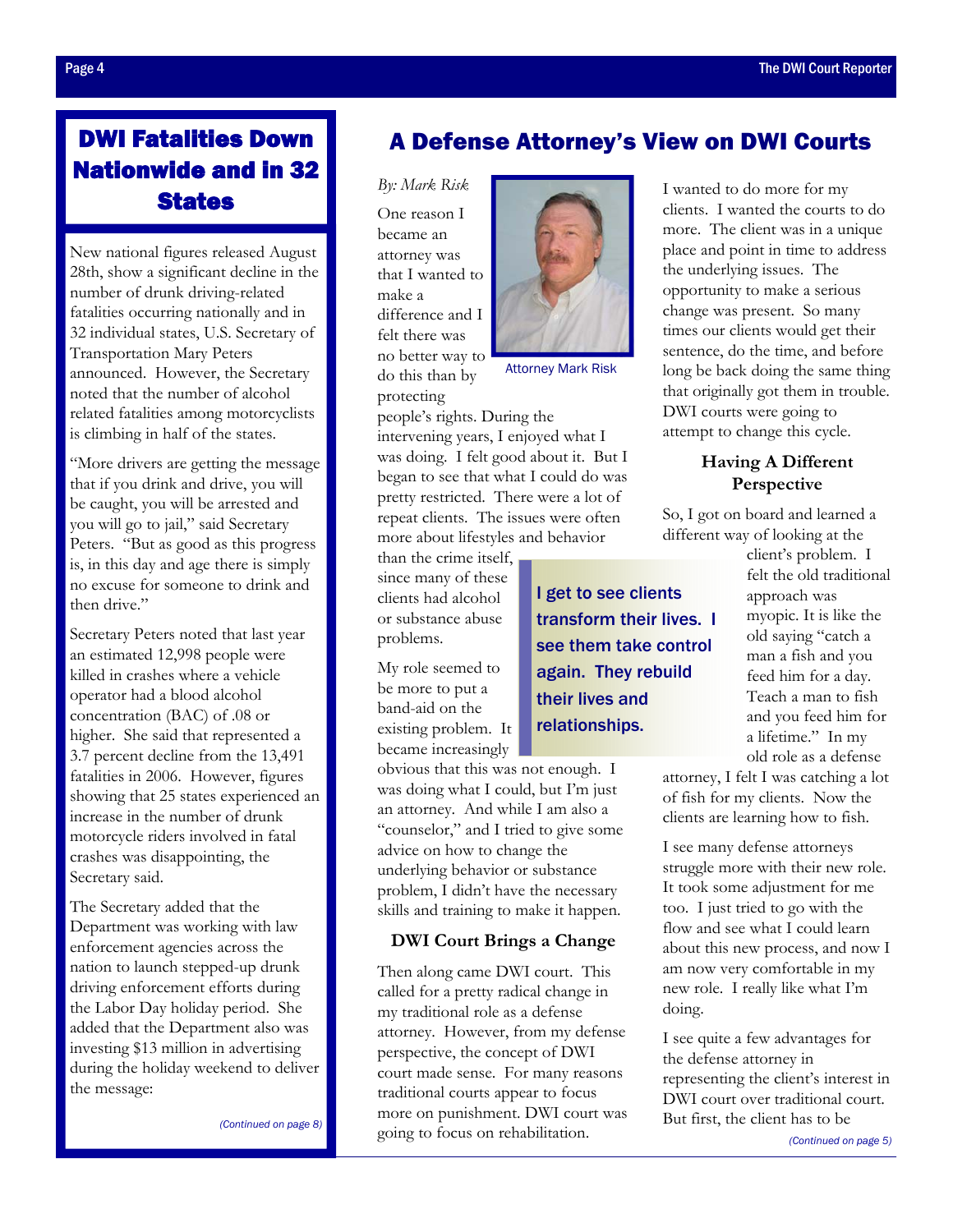## DWI Fatalities Down Nationwide and in 32 States

New national figures released August 28th, show a significant decline in the number of drunk driving-related fatalities occurring nationally and in 32 individual states, U.S. Secretary of Transportation Mary Peters announced. However, the Secretary noted that the number of alcohol related fatalities among motorcyclists is climbing in half of the states.

"More drivers are getting the message that if you drink and drive, you will be caught, you will be arrested and you will go to jail," said Secretary Peters. "But as good as this progress is, in this day and age there is simply no excuse for someone to drink and then drive."

Secretary Peters noted that last year an estimated 12,998 people were killed in crashes where a vehicle operator had a blood alcohol concentration (BAC) of .08 or higher. She said that represented a 3.7 percent decline from the 13,491 fatalities in 2006. However, figures showing that 25 states experienced an increase in the number of drunk motorcycle riders involved in fatal crashes was disappointing, the Secretary said.

The Secretary added that the Department was working with law enforcement agencies across the nation to launch stepped-up drunk driving enforcement efforts during the Labor Day holiday period. She added that the Department also was investing $13 million in advertising during the holiday weekend to deliver the message:

*(Continued on page 8)*

## A Defense Attorney's View on DWI Courts

*By: Mark Risk*

Attorney Mark Risk

One reason I became an attorney was that I wanted to make a difference and I felt there was no better way to do this than by protecting people's rights. During the intervening years, I enjoyed what I was doing. I felt good about it. But I began to see that what I could do was pretty restricted. There were a lot of repeat clients. The issues were often more about lifestyles and behavior than the crime itself, since many of these clients had alcohol or substance abuse problems.

My role seemed to be more to put a band-aid on the existing problem. It became increasingly obvious that this was not enough. I was doing what I could, but I'm just an attorney. And while I am also a "counselor," and I tried to give some advice on how to change the underlying behavior or substance problem, I didn't have the necessary skills and training to make it happen.

> I get to see clients transform their lives. I see them take control again. They rebuild their lives and relationships.

### DWI Court Brings a Change

Then along came DWI court. This called for a pretty radical change in my traditional role as a defense attorney. However, from my defense perspective, the concept of DWI court made sense. For many reasons traditional courts appear to focus more on punishment. DWI court was going to focus on rehabilitation.

I wanted to do more for my clients. I wanted the courts to do more. The client was in a unique place and point in time to address the underlying issues. The opportunity to make a serious change was present. So many times our clients would get their sentence, do the time, and before long be back doing the same thing that originally got them in trouble. DWI courts were going to attempt to change this cycle.

### Having A Different Perspective

So, I got on board and learned a different way of looking at the client's problem. I felt the old traditional approach was myopic. It is like the old saying "catch a man a fish and you feed him for a day. Teach a man to fish and you feed him for a lifetime." In my old role as a defense attorney, I felt I was catching a lot of fish for my clients. Now the clients are learning how to fish.

I see many defense attorneys struggle more with their new role. It took some adjustment for me too. I just tried to go with the flow and see what I could learn about this new process, and now I am now very comfortable in my new role. I really like what I'm doing.

I see quite a few advantages for the defense attorney in representing the client's interest in DWI court over traditional court. But first, the client has to be

*(Continued on page 5)*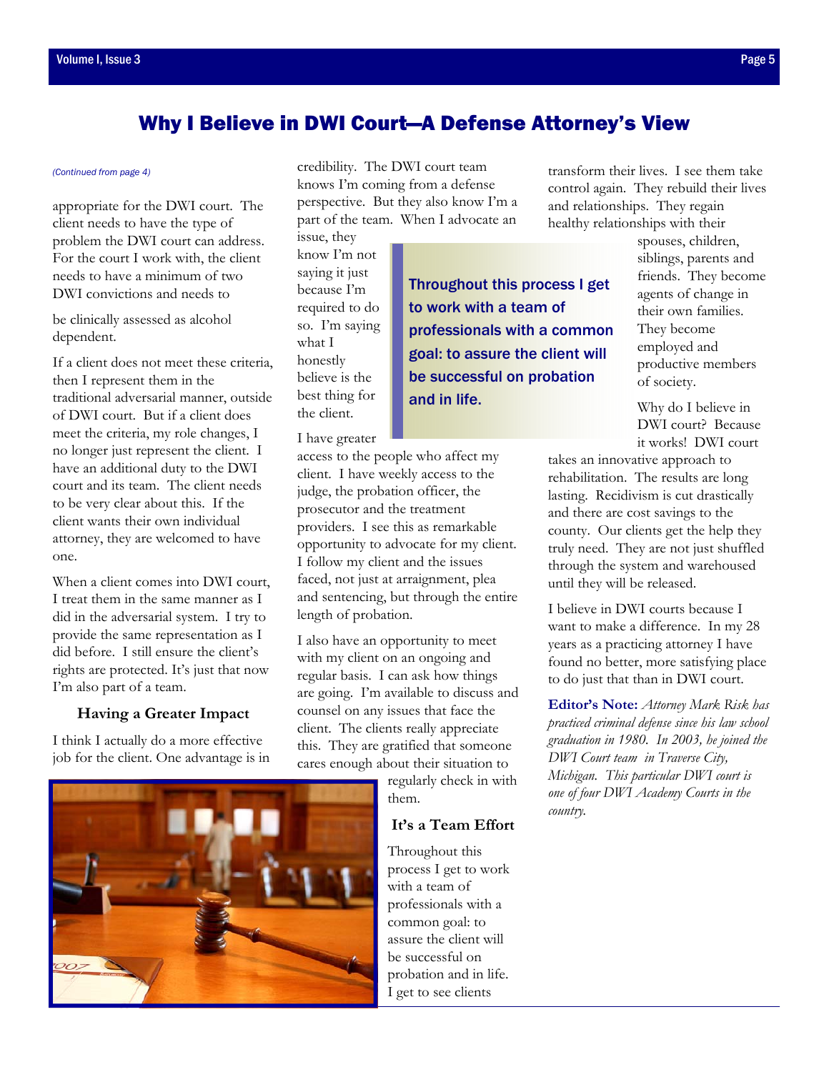# Why I Believe in DWI Court—A Defense Attorney's View

*(Continued from page 4)*

appropriate for the DWI court. The client needs to have the type of problem the DWI court can address. For the court I work with, the client needs to have a minimum of two DWI convictions and needs to be clinically assessed as alcohol dependent.

If a client does not meet these criteria, then I represent them in the traditional adversarial manner, outside of DWI court. But if a client does meet the criteria, my role changes, I no longer just represent the client. I have an additional duty to the DWI court and its team. The client needs to be very clear about this. If the client wants their own individual attorney, they are welcomed to have one.

When a client comes into DWI court, I treat them in the same manner as I did in the adversarial system. I try to provide the same representation as I did before. I still ensure the client's rights are protected. It's just that now I'm also part of a team.

## Having a Greater Impact

I think I actually do a more effective job for the client. One advantage is in credibility. The DWI court team knows I'm coming from a defense perspective. But they also know I'm a part of the team. When I advocate an issue, they know I'm not saying it just because I'm required to do so. I'm saying what I honestly believe is the best thing for the client.

> Throughout this process I get to work with a team of professionals with a common goal: to assure the client will be successful on probation and in life.

I have greater access to the people who affect my client. I have weekly access to the judge, the probation officer, the prosecutor and the treatment providers. I see this as remarkable opportunity to advocate for my client. I follow my client and the issues faced, not just at arraignment, plea and sentencing, but through the entire length of probation.

I also have an opportunity to meet with my client on an ongoing and regular basis. I can ask how things are going. I'm available to discuss and counsel on any issues that face the client. The clients really appreciate this. They are gratified that someone cares enough about their situation to regularly check in with them.

## It's a Team Effort

Throughout this process I get to work with a team of professionals with a common goal: to assure the client will be successful on probation and in life. I get to see clients transform their lives. I see them take control again. They rebuild their lives and relationships. They regain healthy relationships with their spouses, children, siblings, parents and friends. They become agents of change in their own families. They become employed and productive members of society.

Why do I believe in DWI court? Because it works! DWI court takes an innovative approach to rehabilitation. The results are long lasting. Recidivism is cut drastically and there are cost savings to the county. Our clients get the help they truly need. They are not just shuffled through the system and warehoused until they will be released.

I believe in DWI courts because I want to make a difference. In my 28 years as a practicing attorney I have found no better, more satisfying place to do just that than in DWI court.

**Editor's Note:** *Attorney Mark Risk has practiced criminal defense since his law school graduation in 1980. In 2003, he joined the DWI Court team in Traverse City, Michigan. This particular DWI court is one of four DWI Academy Courts in the country.*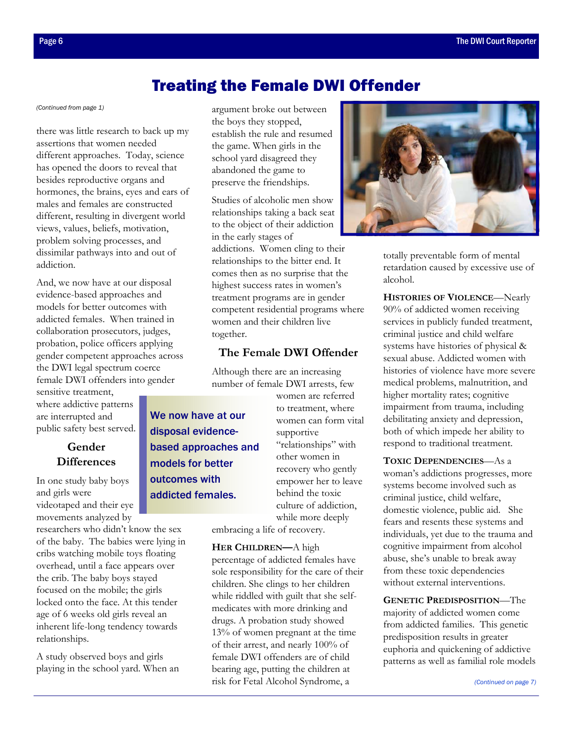# Treating the Female DWI Offender

*(Continued from page 1)*

there was little research to back up my assertions that women needed different approaches. Today, science has opened the doors to reveal that besides reproductive organs and hormones, the brains, eyes and ears of males and females are constructed different, resulting in divergent world views, values, beliefs, motivation, problem solving processes, and dissimilar pathways into and out of addiction.

And, we now have at our disposal evidence-based approaches and models for better outcomes with addicted females. When trained in collaboration prosecutors, judges, probation, police officers applying gender competent approaches across the DWI legal spectrum coerce female DWI offenders into gender sensitive treatment, where addictive patterns are interrupted and public safety best served.

## Gender Differences

In one study baby boys and girls were videotaped and their eye movements analyzed by researchers who didn't know the sex of the baby. The babies were lying in cribs watching mobile toys floating overhead, until a face appears over the crib. The baby boys stayed focused on the mobile; the girls locked onto the face. At this tender age of 6 weeks old girls reveal an inherent life-long tendency towards relationships.

A study observed boys and girls playing in the school yard. When an argument broke out between the boys they stopped, establish the rule and resumed the game. When girls in the school yard disagreed they abandoned the game to preserve the friendships.

Studies of alcoholic men show relationships taking a back seat to the object of their addiction in the early stages of addictions. Women cling to their relationships to the bitter end. It comes then as no surprise that the highest success rates in women's treatment programs are in gender competent residential programs where women and their children live together.

## The Female DWI Offender

Although there are an increasing number of female DWI arrests, few women are referred to treatment, where women can form vital supportive "relationships" with other women in recovery who gently empower her to leave behind the toxic culture of addiction, while more deeply embracing a life of recovery.

**We now have at our disposal evidence-based approaches and models for better outcomes with addicted females.**

**HER CHILDREN**—A high percentage of addicted females have sole responsibility for the care of their children. She clings to her children while riddled with guilt that she self-medicates with more drinking and drugs. A probation study showed 13% of women pregnant at the time of their arrest, and nearly 100% of female DWI offenders are of child bearing age, putting the children at risk for Fetal Alcohol Syndrome, a totally preventable form of mental retardation caused by excessive use of alcohol.

**HISTORIES OF VIOLENCE**—Nearly 90% of addicted women receiving services in publicly funded treatment, criminal justice and child welfare systems have histories of physical & sexual abuse. Addicted women with histories of violence have more severe medical problems, malnutrition, and higher mortality rates; cognitive impairment from trauma, including debilitating anxiety and depression, both of which impede her ability to respond to traditional treatment.

**TOXIC DEPENDENCIES**—As a woman's addictions progresses, more systems become involved such as criminal justice, child welfare, domestic violence, public aid. She fears and resents these systems and individuals, yet due to the trauma and cognitive impairment from alcohol abuse, she's unable to break away from these toxic dependencies without external interventions.

**GENETIC PREDISPOSITION**—The majority of addicted women come from addicted families. This genetic predisposition results in greater euphoria and quickening of addictive patterns as well as familial role models

*(Continued on page 7)*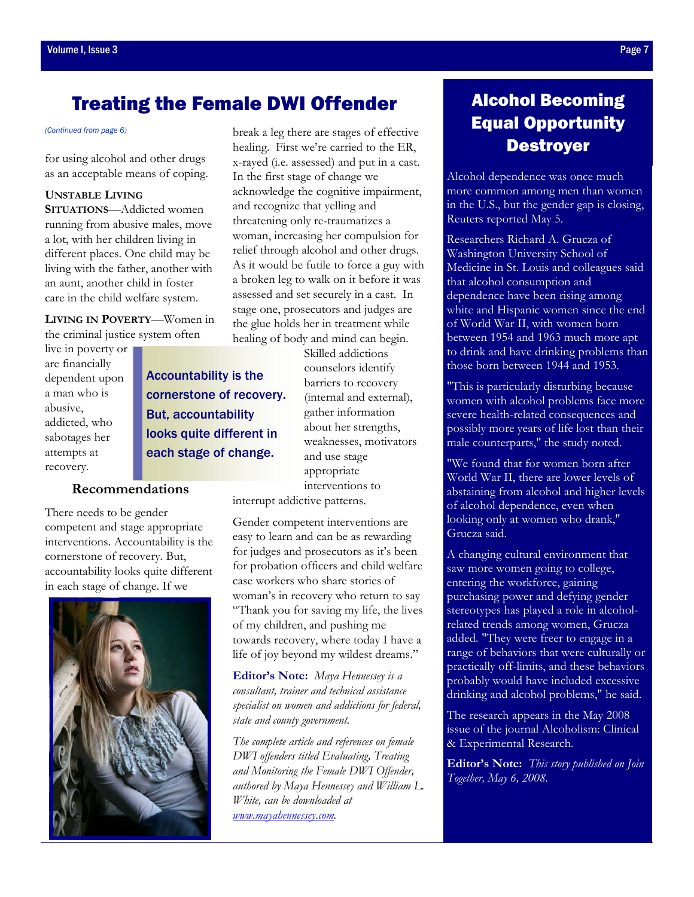# Treating the Female DWI Offender

*(Continued from page 6)*

for using alcohol and other drugs as an acceptable means of coping.

**UNSTABLE LIVING SITUATIONS**—Addicted women running from abusive males, move a lot, with her children living in different places. One child may be living with the father, another with an aunt, another child in foster care in the child welfare system.

**LIVING IN POVERTY**—Women in the criminal justice system often live in poverty or are financially dependent upon a man who is abusive, addicted, who sabotages her attempts at recovery.

### Recommendations

There needs to be gender competent and stage appropriate interventions. Accountability is the cornerstone of recovery. But, accountability looks quite different in each stage of change. If we break a leg there are stages of effective healing. First we're carried to the ER, x-rayed (i.e. assessed) and put in a cast. In the first stage of change we acknowledge the cognitive impairment, and recognize that yelling and threatening only re-traumatizes a woman, increasing her compulsion for relief through alcohol and other drugs. As it would be futile to force a guy with a broken leg to walk on it before it was assessed and set securely in a cast. In stage one, prosecutors and judges are the glue holds her in treatment while healing of body and mind can begin.

> Accountability is the cornerstone of recovery. But, accountability looks quite different in each stage of change.

Skilled addictions counselors identify barriers to recovery (internal and external), gather information about her strengths, weaknesses, motivators and use stage appropriate interventions to interrupt addictive patterns.

Gender competent interventions are easy to learn and can be as rewarding for judges and prosecutors as it's been for probation officers and child welfare case workers who share stories of woman's in recovery who return to say "Thank you for saving my life, the lives of my children, and pushing me towards recovery, where today I have a life of joy beyond my wildest dreams."

**Editor's Note:** *Maya Hennessey is a consultant, trainer and technical assistance specialist on women and addictions for federal, state and county government.*

*The complete article and references on female DWI offenders titled Evaluating, Treating and Monitoring the Female DWI Offender, authored by Maya Hennessey and William L. White, can be downloaded at [www.mayahennessey.com](http://www.mayahennessey.com).*

# Alcohol Becoming Equal Opportunity Destroyer

Alcohol dependence was once much more common among men than women in the U.S., but the gender gap is closing, Reuters reported May 5.

Researchers Richard A. Grucza of Washington University School of Medicine in St. Louis and colleagues said that alcohol consumption and dependence have been rising among white and Hispanic women since the end of World War II, with women born between 1954 and 1963 much more apt to drink and have drinking problems than those born between 1944 and 1953.

"This is particularly disturbing because women with alcohol problems face more severe health-related consequences and possibly more years of life lost than their male counterparts," the study noted.

"We found that for women born after World War II, there are lower levels of abstaining from alcohol and higher levels of alcohol dependence, even when looking only at women who drank," Grucza said.

A changing cultural environment that saw more women going to college, entering the workforce, gaining purchasing power and defying gender stereotypes has played a role in alcohol-related trends among women, Grucza added. "They were freer to engage in a range of behaviors that were culturally or practically off-limits, and these behaviors probably would have included excessive drinking and alcohol problems," he said.

The research appears in the May 2008 issue of the journal Alcoholism: Clinical & Experimental Research.

**Editor's Note:** *This story published on Join Together, May 6, 2008.*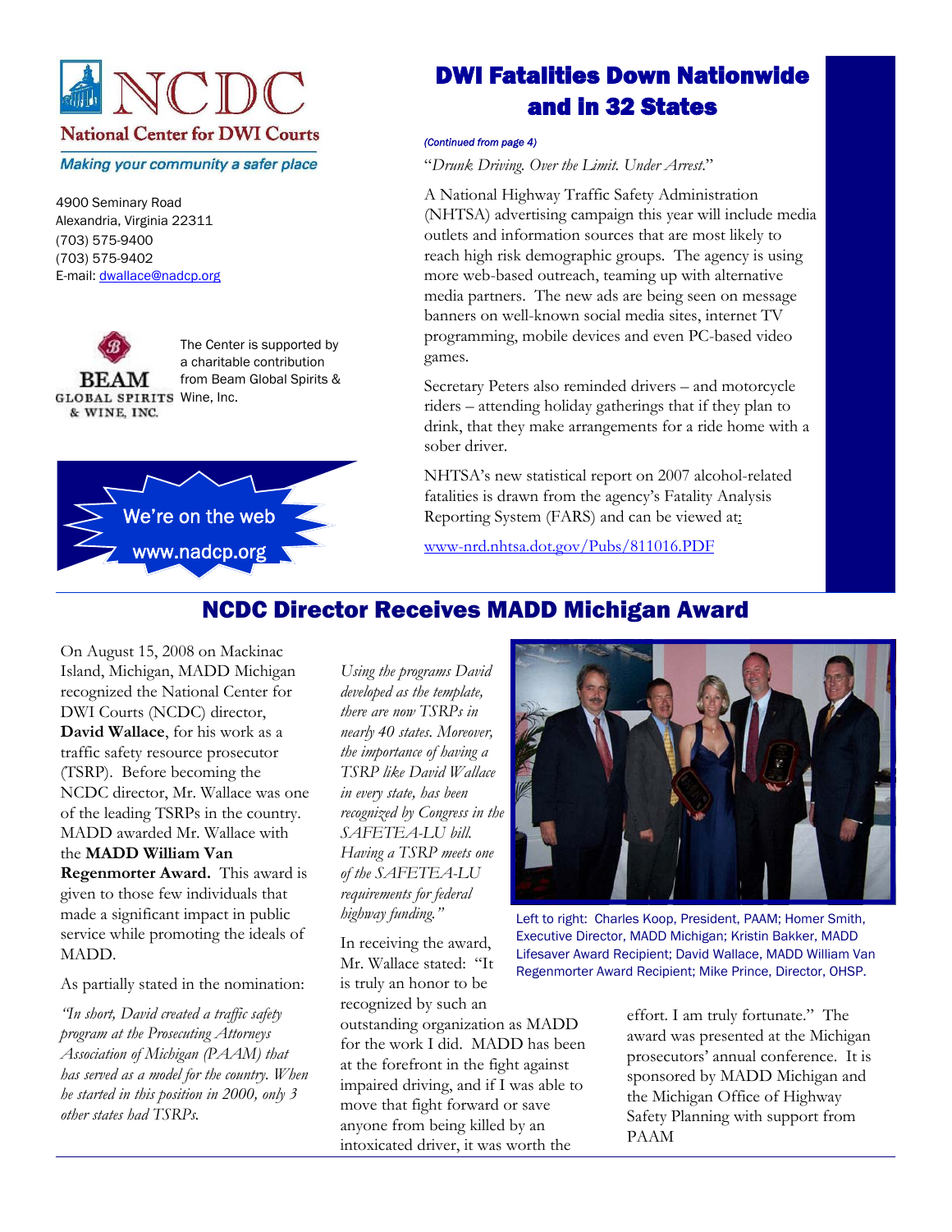NCDC

National Center for DWI Courts

*Making your community a safer place*

4900 Seminary Road
Alexandria, Virginia 22311
(703) 575-9400
(703) 575-9402
E-mail: dwallace@nadcp.org

BEAM GLOBAL SPIRITS & WINE, INC.

The Center is supported by a charitable contribution from Beam Global Spirits & Wine, Inc.

We're on the web
www.nadcp.org

## DWI Fatalities Down Nationwide and in 32 States

*(Continued from page 4)*

"*Drunk Driving. Over the Limit. Under Arrest.*"

A National Highway Traffic Safety Administration (NHTSA) advertising campaign this year will include media outlets and information sources that are most likely to reach high risk demographic groups. The agency is using more web-based outreach, teaming up with alternative media partners. The new ads are being seen on message banners on well-known social media sites, internet TV programming, mobile devices and even PC-based video games.

Secretary Peters also reminded drivers – and motorcycle riders – attending holiday gatherings that if they plan to drink, that they make arrangements for a ride home with a sober driver.

NHTSA's new statistical report on 2007 alcohol-related fatalities is drawn from the agency's Fatality Analysis Reporting System (FARS) and can be viewed at:

www-nrd.nhtsa.dot.gov/Pubs/811016.PDF

## NCDC Director Receives MADD Michigan Award

On August 15, 2008 on Mackinac Island, Michigan, MADD Michigan recognized the National Center for DWI Courts (NCDC) director, **David Wallace**, for his work as a traffic safety resource prosecutor (TSRP). Before becoming the NCDC director, Mr. Wallace was one of the leading TSRPs in the country. MADD awarded Mr. Wallace with the **MADD William Van Regenmorter Award.** This award is given to those few individuals that made a significant impact in public service while promoting the ideals of MADD.

As partially stated in the nomination:

*"In short, David created a traffic safety program at the Prosecuting Attorneys Association of Michigan (PAAM) that has served as a model for the country. When he started in this position in 2000, only 3 other states had TSRPs. Using the programs David developed as the template, there are now TSRPs in nearly 40 states. Moreover, the importance of having a TSRP like David Wallace in every state, has been recognized by Congress in the SAFETEA-LU bill. Having a TSRP meets one of the SAFETEA-LU requirements for federal highway funding."*

In receiving the award, Mr. Wallace stated: "It is truly an honor to be recognized by such an outstanding organization as MADD for the work I did. MADD has been at the forefront in the fight against impaired driving, and if I was able to move that fight forward or save anyone from being killed by an intoxicated driver, it was worth the effort. I am truly fortunate." The award was presented at the Michigan prosecutors' annual conference. It is sponsored by MADD Michigan and the Michigan Office of Highway Safety Planning with support from PAAM

Left to right: Charles Koop, President, PAAM; Homer Smith, Executive Director, MADD Michigan; Kristin Bakker, MADD Lifesaver Award Recipient; David Wallace, MADD William Van Regenmorter Award Recipient; Mike Prince, Director, OHSP.